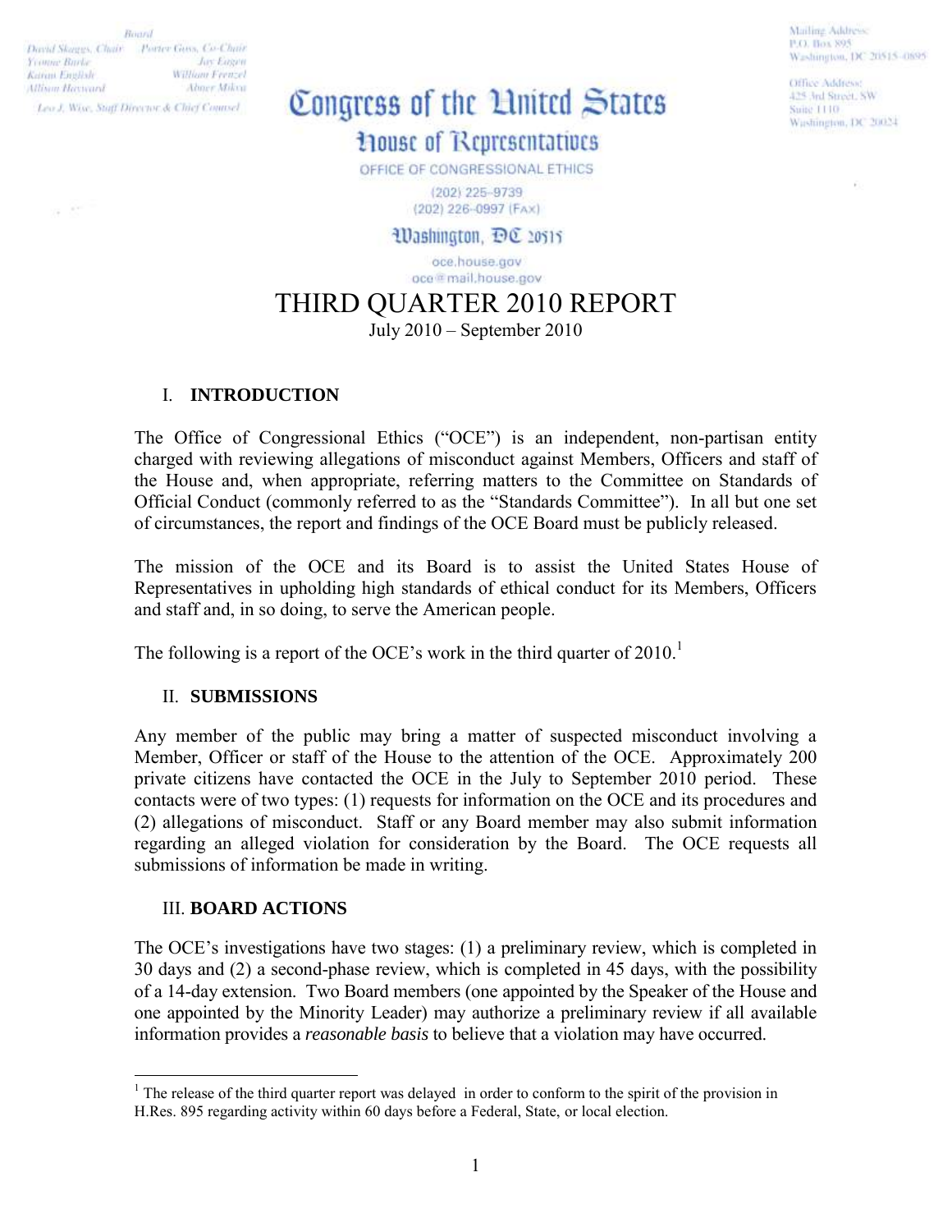Board

David Skaggs, Chair — Porter Goss, Co-Chair
Yvonne Burke — Jay Eagen
Karan English — William Frenzel
Allison Hayward — Abner Mikva

Leo J. Wise, Staff Director & Chief Counsel

Mailing Address:
P.O. Box 895
Washington, DC 20515-0895

Office Address:
425 3rd Street, SW
Suite 1110
Washington, DC 20024

# Congress of the United States

## House of Representatives

OFFICE OF CONGRESSIONAL ETHICS

(202) 225-9739
(202) 226-0997 (FAX)

Washington, DC 20515

oce.house.gov
oce@mail.house.gov

# THIRD QUARTER 2010 REPORT

July 2010 – September 2010

## I. INTRODUCTION

The Office of Congressional Ethics ("OCE") is an independent, non-partisan entity charged with reviewing allegations of misconduct against Members, Officers and staff of the House and, when appropriate, referring matters to the Committee on Standards of Official Conduct (commonly referred to as the "Standards Committee"). In all but one set of circumstances, the report and findings of the OCE Board must be publicly released.

The mission of the OCE and its Board is to assist the United States House of Representatives in upholding high standards of ethical conduct for its Members, Officers and staff and, in so doing, to serve the American people.

The following is a report of the OCE's work in the third quarter of 2010.[1]

## II. SUBMISSIONS

Any member of the public may bring a matter of suspected misconduct involving a Member, Officer or staff of the House to the attention of the OCE. Approximately 200 private citizens have contacted the OCE in the July to September 2010 period. These contacts were of two types: (1) requests for information on the OCE and its procedures and (2) allegations of misconduct. Staff or any Board member may also submit information regarding an alleged violation for consideration by the Board. The OCE requests all submissions of information be made in writing.

## III. BOARD ACTIONS

The OCE's investigations have two stages: (1) a preliminary review, which is completed in 30 days and (2) a second-phase review, which is completed in 45 days, with the possibility of a 14-day extension. Two Board members (one appointed by the Speaker of the House and one appointed by the Minority Leader) may authorize a preliminary review if all available information provides a *reasonable basis* to believe that a violation may have occurred.

[1] The release of the third quarter report was delayed in order to conform to the spirit of the provision in H.Res. 895 regarding activity within 60 days before a Federal, State, or local election.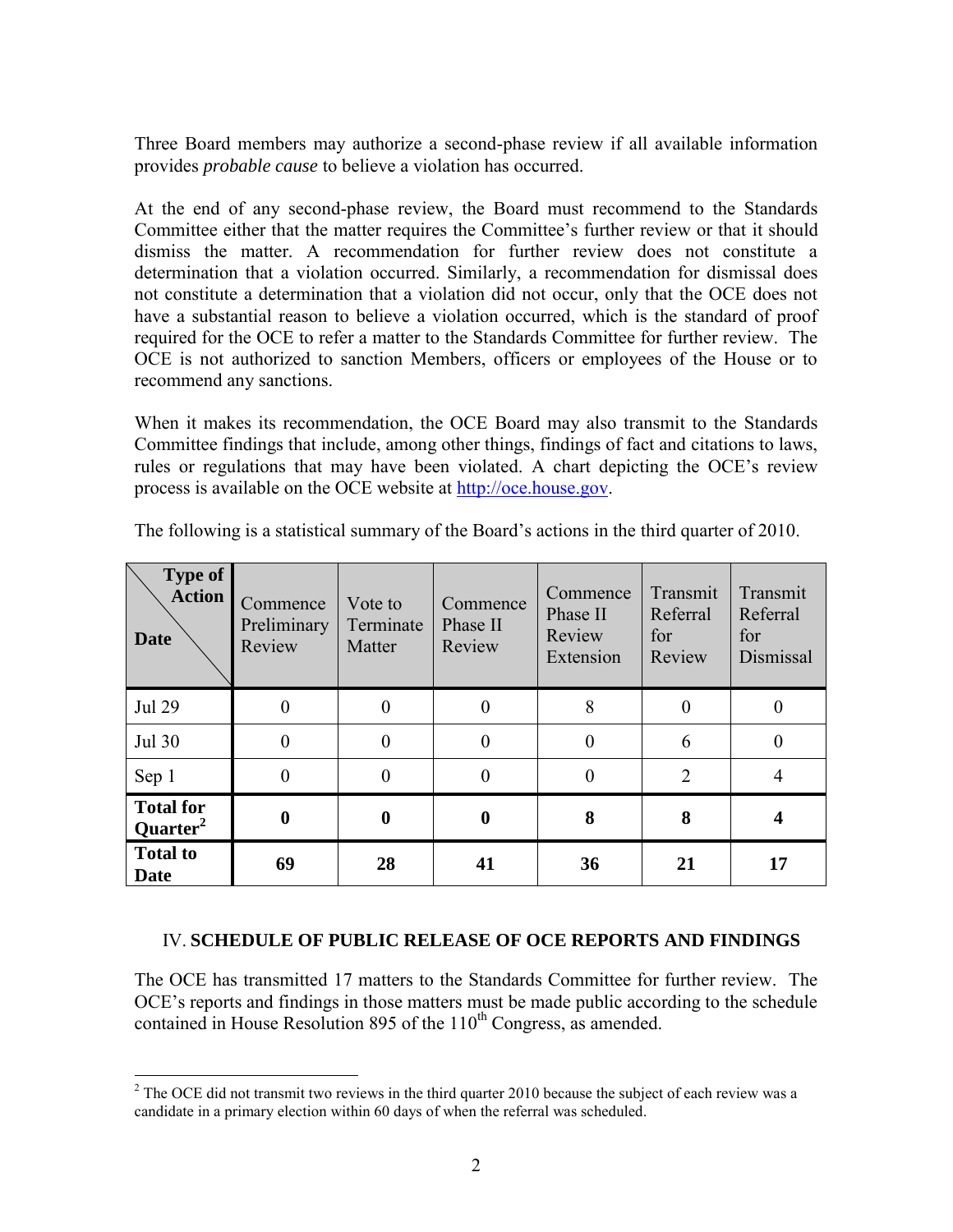Three Board members may authorize a second-phase review if all available information provides *probable cause* to believe a violation has occurred.

At the end of any second-phase review, the Board must recommend to the Standards Committee either that the matter requires the Committee's further review or that it should dismiss the matter. A recommendation for further review does not constitute a determination that a violation occurred. Similarly, a recommendation for dismissal does not constitute a determination that a violation did not occur, only that the OCE does not have a substantial reason to believe a violation occurred, which is the standard of proof required for the OCE to refer a matter to the Standards Committee for further review. The OCE is not authorized to sanction Members, officers or employees of the House or to recommend any sanctions.

When it makes its recommendation, the OCE Board may also transmit to the Standards Committee findings that include, among other things, findings of fact and citations to laws, rules or regulations that may have been violated. A chart depicting the OCE's review process is available on the OCE website at http://oce.house.gov.

The following is a statistical summary of the Board's actions in the third quarter of 2010.

| Type of Action / Date | Commence Preliminary Review | Vote to Terminate Matter | Commence Phase II Review | Commence Phase II Review Extension | Transmit Referral for Review | Transmit Referral for Dismissal |
|---|---|---|---|---|---|---|
| Jul 29 | 0 | 0 | 0 | 8 | 0 | 0 |
| Jul 30 | 0 | 0 | 0 | 0 | 6 | 0 |
| Sep 1 | 0 | 0 | 0 | 0 | 2 | 4 |
| **Total for Quarter[2]** | **0** | **0** | **0** | **8** | **8** | **4** |
| **Total to Date** | **69** | **28** | **41** | **36** | **21** | **17** |

## IV. SCHEDULE OF PUBLIC RELEASE OF OCE REPORTS AND FINDINGS

The OCE has transmitted 17 matters to the Standards Committee for further review. The OCE's reports and findings in those matters must be made public according to the schedule contained in House Resolution 895 of the 110th Congress, as amended.

[2] The OCE did not transmit two reviews in the third quarter 2010 because the subject of each review was a candidate in a primary election within 60 days of when the referral was scheduled.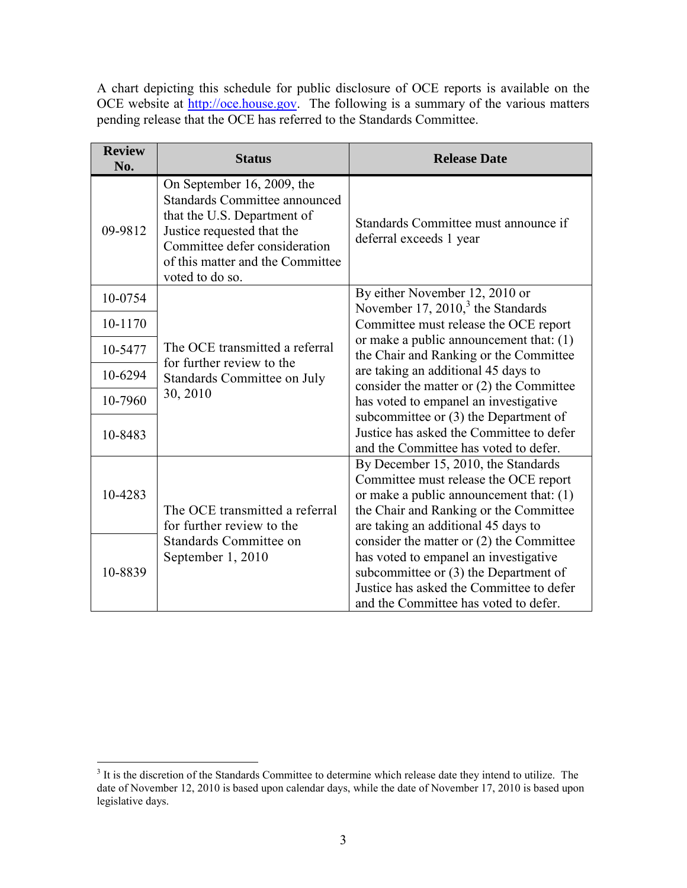A chart depicting this schedule for public disclosure of OCE reports is available on the OCE website at http://oce.house.gov. The following is a summary of the various matters pending release that the OCE has referred to the Standards Committee.

| Review No. | Status | Release Date |
|---|---|---|
| 09-9812 | On September 16, 2009, the Standards Committee announced that the U.S. Department of Justice requested that the Committee defer consideration of this matter and the Committee voted to do so. | Standards Committee must announce if deferral exceeds 1 year |
| 10-0754 | The OCE transmitted a referral for further review to the Standards Committee on July 30, 2010 | By either November 12, 2010 or November 17, 2010,[3] the Standards Committee must release the OCE report or make a public announcement that: (1) the Chair and Ranking or the Committee are taking an additional 45 days to consider the matter or (2) the Committee has voted to empanel an investigative subcommittee or (3) the Department of Justice has asked the Committee to defer and the Committee has voted to defer. |
| 10-1170 | | |
| 10-5477 | | |
| 10-6294 | | |
| 10-7960 | | |
| 10-8483 | | |
| 10-4283 | The OCE transmitted a referral for further review to the Standards Committee on September 1, 2010 | By December 15, 2010, the Standards Committee must release the OCE report or make a public announcement that: (1) the Chair and Ranking or the Committee are taking an additional 45 days to consider the matter or (2) the Committee has voted to empanel an investigative subcommittee or (3) the Department of Justice has asked the Committee to defer and the Committee has voted to defer. |
| 10-8839 | | |

[3] It is the discretion of the Standards Committee to determine which release date they intend to utilize. The date of November 12, 2010 is based upon calendar days, while the date of November 17, 2010 is based upon legislative days.